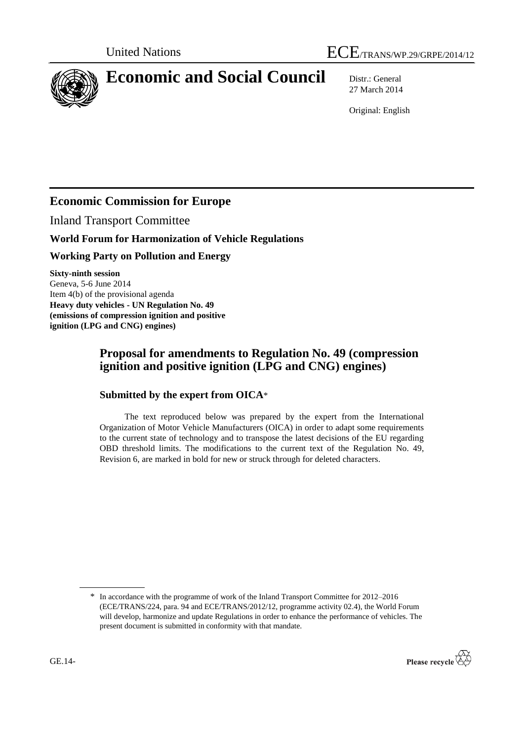United Nations ECE/TRANS/WP.29/GRPE/2014/12

# Economic and Social Council

Distr.: General
27 March 2014

Original: English

## Economic Commission for Europe

Inland Transport Committee

### World Forum for Harmonization of Vehicle Regulations

### Working Party on Pollution and Energy

**Sixty-ninth session**
Geneva, 5-6 June 2014
Item 4(b) of the provisional agenda
**Heavy duty vehicles - UN Regulation No. 49 (emissions of compression ignition and positive ignition (LPG and CNG) engines)**

## Proposal for amendments to Regulation No. 49 (compression ignition and positive ignition (LPG and CNG) engines)

### Submitted by the expert from OICA*

The text reproduced below was prepared by the expert from the International Organization of Motor Vehicle Manufacturers (OICA) in order to adapt some requirements to the current state of technology and to transpose the latest decisions of the EU regarding OBD threshold limits. The modifications to the current text of the Regulation No. 49, Revision 6, are marked in bold for new or struck through for deleted characters.

---

\* In accordance with the programme of work of the Inland Transport Committee for 2012–2016 (ECE/TRANS/224, para. 94 and ECE/TRANS/2012/12, programme activity 02.4), the World Forum will develop, harmonize and update Regulations in order to enhance the performance of vehicles. The present document is submitted in conformity with that mandate.

GE.14-

Please recycle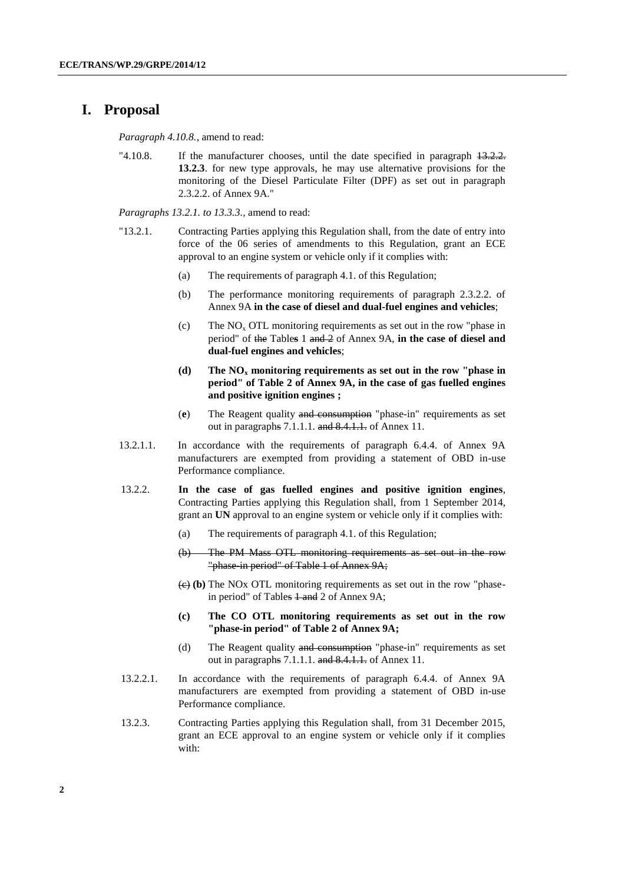# I. Proposal

*Paragraph 4.10.8.,* amend to read:

"4.10.8. If the manufacturer chooses, until the date specified in paragraph ~~13.2.2.~~ **13.2.3**. for new type approvals, he may use alternative provisions for the monitoring of the Diesel Particulate Filter (DPF) as set out in paragraph 2.3.2.2. of Annex 9A."

*Paragraphs 13.2.1. to 13.3.3.,* amend to read:

"13.2.1. Contracting Parties applying this Regulation shall, from the date of entry into force of the 06 series of amendments to this Regulation, grant an ECE approval to an engine system or vehicle only if it complies with:

(a) The requirements of paragraph 4.1. of this Regulation;

(b) The performance monitoring requirements of paragraph 2.3.2.2. of Annex 9A **in the case of diesel and dual-fuel engines and vehicles**;

(c) The $NO_x$ OTL monitoring requirements as set out in the row "phase in period" of ~~the~~ Table**s** 1 ~~and 2~~ of Annex 9A, **in the case of diesel and dual-fuel engines and vehicles**;

**(d) The $NO_x$ monitoring requirements as set out in the row "phase in period" of Table 2 of Annex 9A, in the case of gas fuelled engines and positive ignition engines ;**

(**e**) The Reagent quality ~~and consumption~~ "phase-in" requirements as set out in paragraph~~s~~ 7.1.1.1. ~~and 8.4.1.1.~~ of Annex 11.

13.2.1.1. In accordance with the requirements of paragraph 6.4.4. of Annex 9A manufacturers are exempted from providing a statement of OBD in-use Performance compliance.

13.2.2. **In the case of gas fuelled engines and positive ignition engines**, Contracting Parties applying this Regulation shall, from 1 September 2014, grant an **UN** approval to an engine system or vehicle only if it complies with:

(a) The requirements of paragraph 4.1. of this Regulation;

~~(b) The PM Mass OTL monitoring requirements as set out in the row "phase-in period" of Table 1 of Annex 9A;~~

~~(c)~~ **(b)** The NOx OTL monitoring requirements as set out in the row "phase-in period" of Table~~s 1 and~~ 2 of Annex 9A;

**(c) The CO OTL monitoring requirements as set out in the row "phase-in period" of Table 2 of Annex 9A;**

(d) The Reagent quality ~~and consumption~~ "phase-in" requirements as set out in paragraph~~s~~ 7.1.1.1. ~~and 8.4.1.1.~~ of Annex 11.

13.2.2.1. In accordance with the requirements of paragraph 6.4.4. of Annex 9A manufacturers are exempted from providing a statement of OBD in-use Performance compliance.

13.2.3. Contracting Parties applying this Regulation shall, from 31 December 2015, grant an ECE approval to an engine system or vehicle only if it complies with: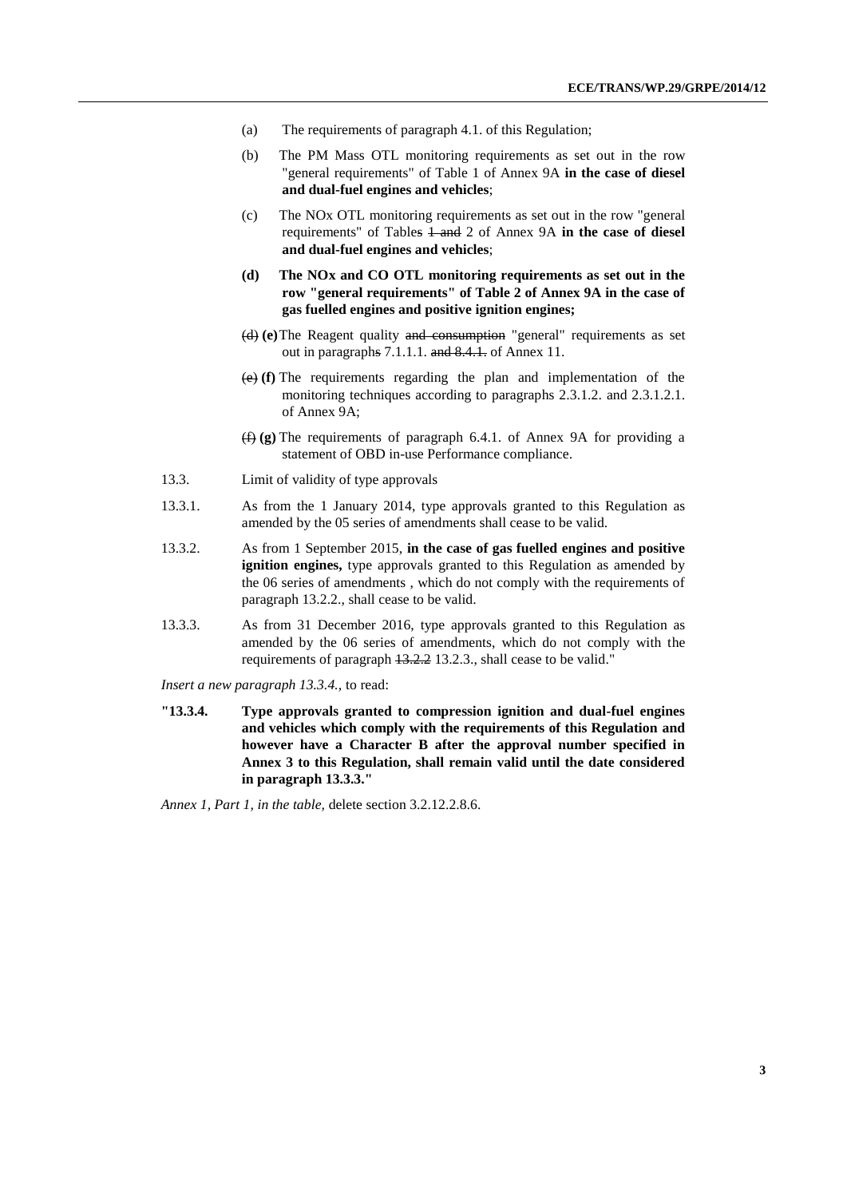(a) The requirements of paragraph 4.1. of this Regulation;

(b) The PM Mass OTL monitoring requirements as set out in the row "general requirements" of Table 1 of Annex 9A **in the case of diesel and dual-fuel engines and vehicles**;

(c) The NOx OTL monitoring requirements as set out in the row "general requirements" of Tables ~~1 and~~ 2 of Annex 9A **in the case of diesel and dual-fuel engines and vehicles**;

**(d) The NOx and CO OTL monitoring requirements as set out in the row "general requirements" of Table 2 of Annex 9A in the case of gas fuelled engines and positive ignition engines;**

~~(d)~~ **(e)** The Reagent quality ~~and consumption~~ "general" requirements as set out in paragraph~~s~~ 7.1.1.1. ~~and 8.4.1.~~ of Annex 11.

~~(e)~~ **(f)** The requirements regarding the plan and implementation of the monitoring techniques according to paragraphs 2.3.1.2. and 2.3.1.2.1. of Annex 9A;

~~(f)~~ **(g)** The requirements of paragraph 6.4.1. of Annex 9A for providing a statement of OBD in-use Performance compliance.

13.3. Limit of validity of type approvals

13.3.1. As from the 1 January 2014, type approvals granted to this Regulation as amended by the 05 series of amendments shall cease to be valid.

13.3.2. As from 1 September 2015, **in the case of gas fuelled engines and positive ignition engines,** type approvals granted to this Regulation as amended by the 06 series of amendments , which do not comply with the requirements of paragraph 13.2.2., shall cease to be valid.

13.3.3. As from 31 December 2016, type approvals granted to this Regulation as amended by the 06 series of amendments, which do not comply with the requirements of paragraph ~~13.2.2~~ 13.2.3., shall cease to be valid."

*Insert a new paragraph 13.3.4.,* to read:

**"13.3.4. Type approvals granted to compression ignition and dual-fuel engines and vehicles which comply with the requirements of this Regulation and however have a Character B after the approval number specified in Annex 3 to this Regulation, shall remain valid until the date considered in paragraph 13.3.3."**

*Annex 1, Part 1, in the table,* delete section 3.2.12.2.8.6.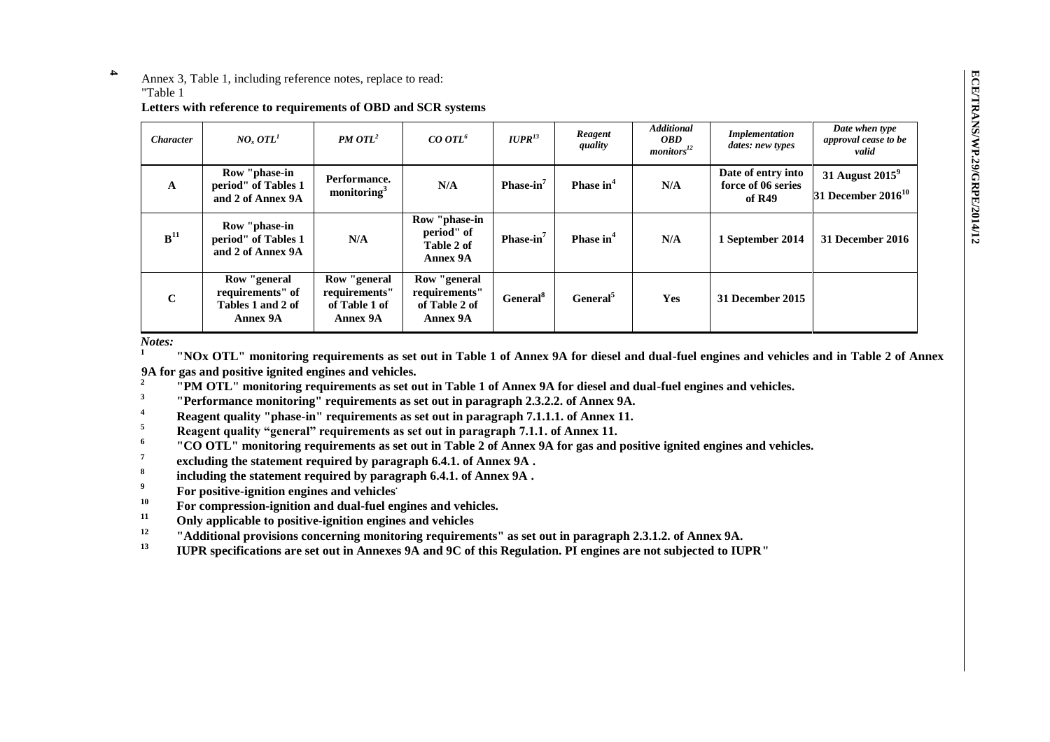Annex 3, Table 1, including reference notes, replace to read:

"Table 1

**Letters with reference to requirements of OBD and SCR systems**

| *Character* | *$NO_x$ OTL*[1] | *PM OTL*[2] | *CO OTL*[6] | *IUPR*[13] | *Reagent quality* | *Additional OBD monitors*[12] | *Implementation dates: new types* | *Date when type approval cease to be valid* |
|---|---|---|---|---|---|---|---|---|
| **A** | **Row "phase-in period" of Tables 1 and 2 of Annex 9A** | **Performance. monitoring**[3] | **N/A** | **Phase-in**[7] | **Phase in**[4] | **N/A** | **Date of entry into force of 06 series of R49** | **31 August 2015**[9] **31 December 2016**[10] |
| **B**[11] | **Row "phase-in period" of Tables 1 and 2 of Annex 9A** | **N/A** | **Row "phase-in period" of Table 2 of Annex 9A** | **Phase-in**[7] | **Phase in**[4] | **N/A** | **1 September 2014** | **31 December 2016** |
| **C** | **Row "general requirements" of Tables 1 and 2 of Annex 9A** | **Row "general requirements" of Table 1 of Annex 9A** | **Row "general requirements" of Table 2 of Annex 9A** | **General**[8] | **General**[5] | **Yes** | **31 December 2015** | |

***Notes:***

[1] **"NOx OTL" monitoring requirements as set out in Table 1 of Annex 9A for diesel and dual-fuel engines and vehicles and in Table 2 of Annex 9A for gas and positive ignited engines and vehicles.**

[2] **"PM OTL" monitoring requirements as set out in Table 1 of Annex 9A for diesel and dual-fuel engines and vehicles.**

[3] **"Performance monitoring" requirements as set out in paragraph 2.3.2.2. of Annex 9A.**

[4] **Reagent quality "phase-in" requirements as set out in paragraph 7.1.1.1. of Annex 11.**

[5] **Reagent quality "general" requirements as set out in paragraph 7.1.1. of Annex 11.**

[6] **"CO OTL" monitoring requirements as set out in Table 2 of Annex 9A for gas and positive ignited engines and vehicles.**

[7] **excluding the statement required by paragraph 6.4.1. of Annex 9A .**

[8] **including the statement required by paragraph 6.4.1. of Annex 9A .**

[9] **For positive-ignition engines and vehicles.**

[10] **For compression-ignition and dual-fuel engines and vehicles.**

[11] **Only applicable to positive-ignition engines and vehicles**

[12] **"Additional provisions concerning monitoring requirements" as set out in paragraph 2.3.1.2. of Annex 9A.**

[13] **IUPR specifications are set out in Annexes 9A and 9C of this Regulation. PI engines are not subjected to IUPR"**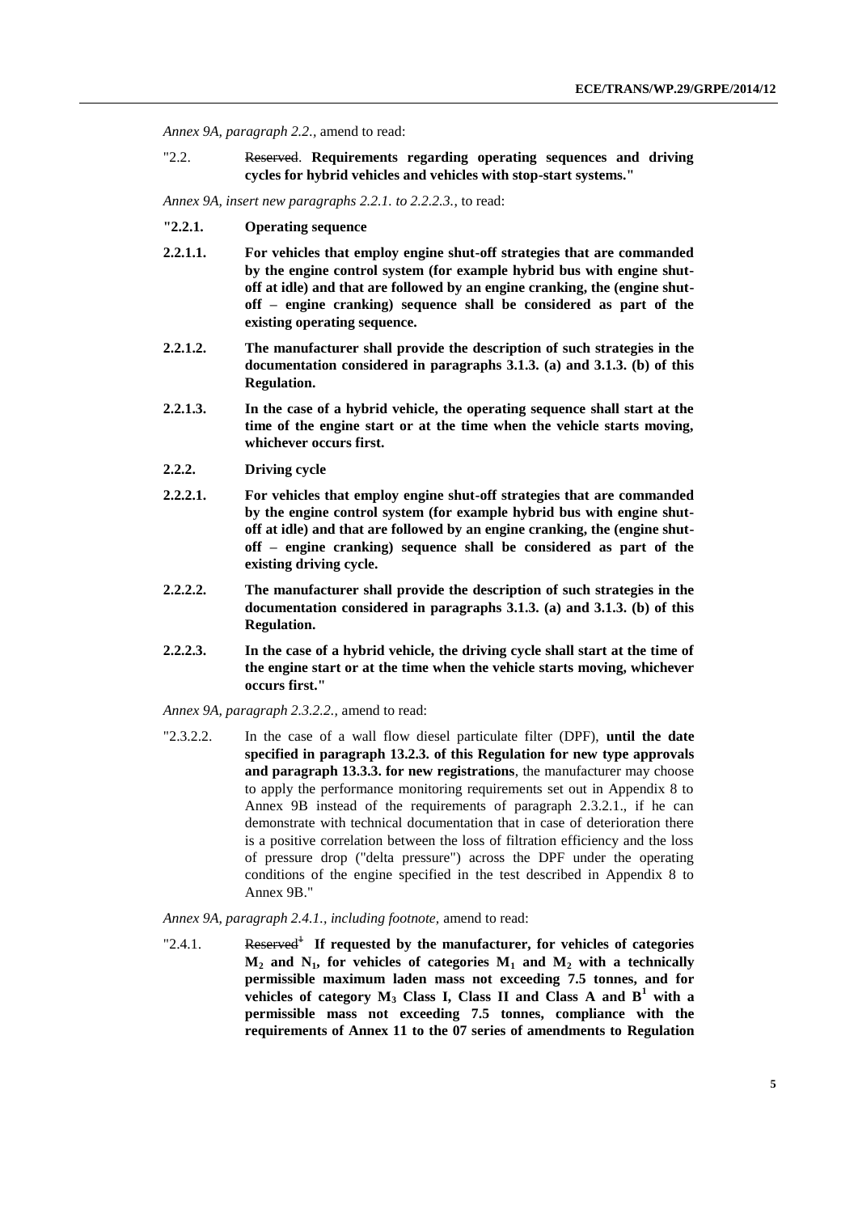*Annex 9A, paragraph 2.2.,* amend to read:

"2.2. ~~Reserved~~. **Requirements regarding operating sequences and driving cycles for hybrid vehicles and vehicles with stop-start systems."**

*Annex 9A, insert new paragraphs 2.2.1. to 2.2.2.3.,* to read:

**"2.2.1. Operating sequence**

**2.2.1.1. For vehicles that employ engine shut-off strategies that are commanded by the engine control system (for example hybrid bus with engine shut-off at idle) and that are followed by an engine cranking, the (engine shut-off – engine cranking) sequence shall be considered as part of the existing operating sequence.**

**2.2.1.2. The manufacturer shall provide the description of such strategies in the documentation considered in paragraphs 3.1.3. (a) and 3.1.3. (b) of this Regulation.**

**2.2.1.3. In the case of a hybrid vehicle, the operating sequence shall start at the time of the engine start or at the time when the vehicle starts moving, whichever occurs first.**

**2.2.2. Driving cycle**

**2.2.2.1. For vehicles that employ engine shut-off strategies that are commanded by the engine control system (for example hybrid bus with engine shut-off at idle) and that are followed by an engine cranking, the (engine shut-off – engine cranking) sequence shall be considered as part of the existing driving cycle.**

**2.2.2.2. The manufacturer shall provide the description of such strategies in the documentation considered in paragraphs 3.1.3. (a) and 3.1.3. (b) of this Regulation.**

**2.2.2.3. In the case of a hybrid vehicle, the driving cycle shall start at the time of the engine start or at the time when the vehicle starts moving, whichever occurs first."**

*Annex 9A, paragraph 2.3.2.2.,* amend to read:

"2.3.2.2. In the case of a wall flow diesel particulate filter (DPF), **until the date specified in paragraph 13.2.3. of this Regulation for new type approvals and paragraph 13.3.3. for new registrations**, the manufacturer may choose to apply the performance monitoring requirements set out in Appendix 8 to Annex 9B instead of the requirements of paragraph 2.3.2.1., if he can demonstrate with technical documentation that in case of deterioration there is a positive correlation between the loss of filtration efficiency and the loss of pressure drop ("delta pressure") across the DPF under the operating conditions of the engine specified in the test described in Appendix 8 to Annex 9B."

*Annex 9A, paragraph 2.4.1., including footnote,* amend to read:

"2.4.1. ~~Reserved~~[1] **If requested by the manufacturer, for vehicles of categories $M_2$ and $N_1$, for vehicles of categories $M_1$ and $M_2$ with a technically permissible maximum laden mass not exceeding 7.5 tonnes, and for vehicles of category $M_3$ Class I, Class II and Class A and B[1] with a permissible mass not exceeding 7.5 tonnes, compliance with the requirements of Annex 11 to the 07 series of amendments to Regulation**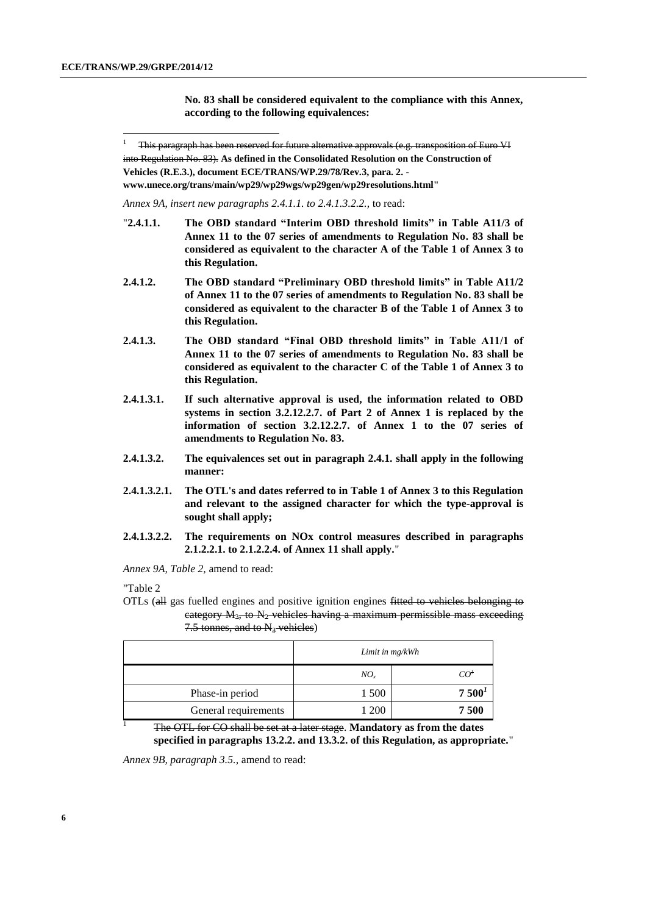**No. 83 shall be considered equivalent to the compliance with this Annex, according to the following equivalences:**

[1] ~~This paragraph has been reserved for future alternative approvals (e.g. transposition of Euro VI into Regulation No. 83).~~ **As defined in the Consolidated Resolution on the Construction of Vehicles (R.E.3.), document ECE/TRANS/WP.29/78/Rev.3, para. 2. - www.unece.org/trans/main/wp29/wp29wgs/wp29gen/wp29resolutions.html**"

*Annex 9A, insert new paragraphs 2.4.1.1. to 2.4.1.3.2.2.,* to read:

"**2.4.1.1. The OBD standard "Interim OBD threshold limits" in Table A11/3 of Annex 11 to the 07 series of amendments to Regulation No. 83 shall be considered as equivalent to the character A of the Table 1 of Annex 3 to this Regulation.**

**2.4.1.2. The OBD standard "Preliminary OBD threshold limits" in Table A11/2 of Annex 11 to the 07 series of amendments to Regulation No. 83 shall be considered as equivalent to the character B of the Table 1 of Annex 3 to this Regulation.**

**2.4.1.3. The OBD standard "Final OBD threshold limits" in Table A11/1 of Annex 11 to the 07 series of amendments to Regulation No. 83 shall be considered as equivalent to the character C of the Table 1 of Annex 3 to this Regulation.**

**2.4.1.3.1. If such alternative approval is used, the information related to OBD systems in section 3.2.12.2.7. of Part 2 of Annex 1 is replaced by the information of section 3.2.12.2.7. of Annex 1 to the 07 series of amendments to Regulation No. 83.**

**2.4.1.3.2. The equivalences set out in paragraph 2.4.1. shall apply in the following manner:**

**2.4.1.3.2.1. The OTL's and dates referred to in Table 1 of Annex 3 to this Regulation and relevant to the assigned character for which the type-approval is sought shall apply;**

**2.4.1.3.2.2. The requirements on NOx control measures described in paragraphs 2.1.2.2.1. to 2.1.2.2.4. of Annex 11 shall apply.**"

*Annex 9A, Table 2,* amend to read:

"Table 2

OTLs (~~all~~ gas fuelled engines and positive ignition engines ~~fitted to vehicles belonging to category $M_3$, to $N_2$ vehicles having a maximum permissible mass exceeding 7.5 tonnes, and to $N_3$ vehicles~~)

| | Limit in mg/kWh | |
|---|---|---|
| | $NO_x$ | CO[1] |
| Phase-in period | 1 500 | **7 500**[1] |
| General requirements | 1 200 | **7 500** |

[1] ~~The OTL for CO shall be set at a later stage~~. **Mandatory as from the dates specified in paragraphs 13.2.2. and 13.3.2. of this Regulation, as appropriate.**"

*Annex 9B, paragraph 3.5.,* amend to read: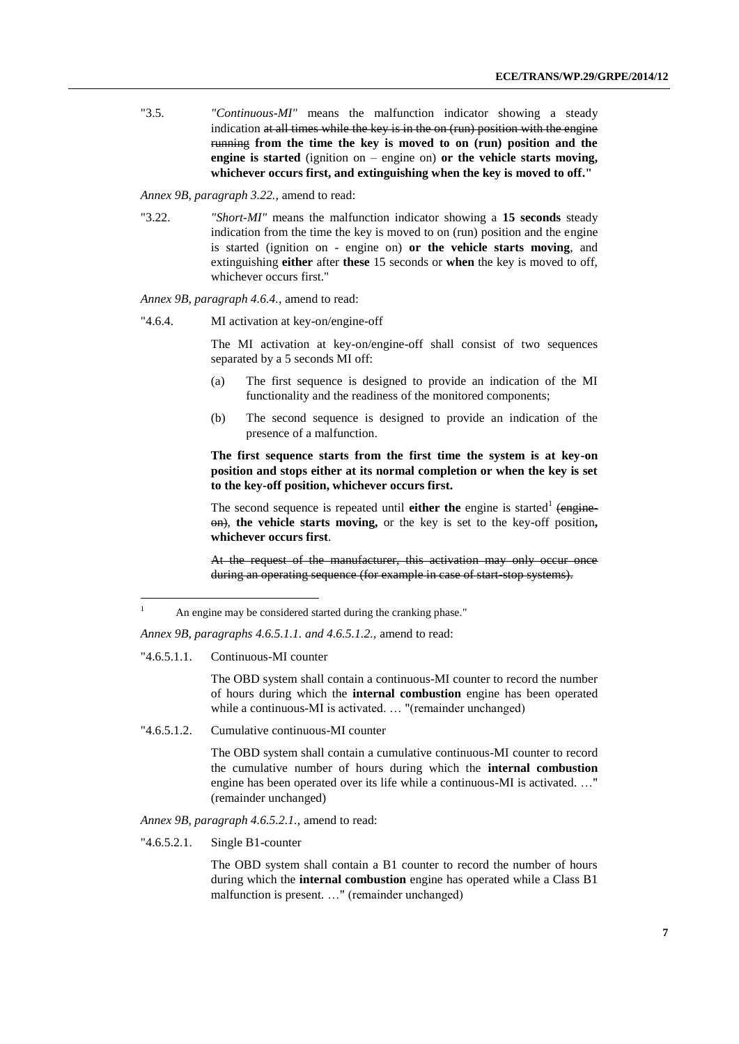"3.5. *"Continuous-MI"* means the malfunction indicator showing a steady indication ~~at all times while the key is in the on (run) position with the engine running~~ **from the time the key is moved to on (run) position and the engine is started** (ignition on – engine on) **or the vehicle starts moving, whichever occurs first, and extinguishing when the key is moved to off."**

*Annex 9B, paragraph 3.22.,* amend to read:

"3.22. *"Short-MI"* means the malfunction indicator showing a **15 seconds** steady indication from the time the key is moved to on (run) position and the engine is started (ignition on - engine on) **or the vehicle starts moving**, and extinguishing **either** after **these** 15 seconds or **when** the key is moved to off, whichever occurs first."

*Annex 9B, paragraph 4.6.4.,* amend to read:

"4.6.4. MI activation at key-on/engine-off

The MI activation at key-on/engine-off shall consist of two sequences separated by a 5 seconds MI off:

(a) The first sequence is designed to provide an indication of the MI functionality and the readiness of the monitored components;

(b) The second sequence is designed to provide an indication of the presence of a malfunction.

**The first sequence starts from the first time the system is at key-on position and stops either at its normal completion or when the key is set to the key-off position, whichever occurs first.**

The second sequence is repeated until **either the** engine is started[1] ~~(engine-on)~~, **the vehicle starts moving,** or the key is set to the key-off position**, whichever occurs first**.

~~At the request of the manufacturer, this activation may only occur once during an operating sequence (for example in case of start-stop systems).~~

[1] An engine may be considered started during the cranking phase."

*Annex 9B, paragraphs 4.6.5.1.1. and 4.6.5.1.2.,* amend to read:

"4.6.5.1.1. Continuous-MI counter

The OBD system shall contain a continuous-MI counter to record the number of hours during which the **internal combustion** engine has been operated while a continuous-MI is activated. … "(remainder unchanged)

"4.6.5.1.2. Cumulative continuous-MI counter

The OBD system shall contain a cumulative continuous-MI counter to record the cumulative number of hours during which the **internal combustion** engine has been operated over its life while a continuous-MI is activated. …" (remainder unchanged)

*Annex 9B, paragraph 4.6.5.2.1.,* amend to read:

"4.6.5.2.1. Single B1-counter

The OBD system shall contain a B1 counter to record the number of hours during which the **internal combustion** engine has operated while a Class B1 malfunction is present. …" (remainder unchanged)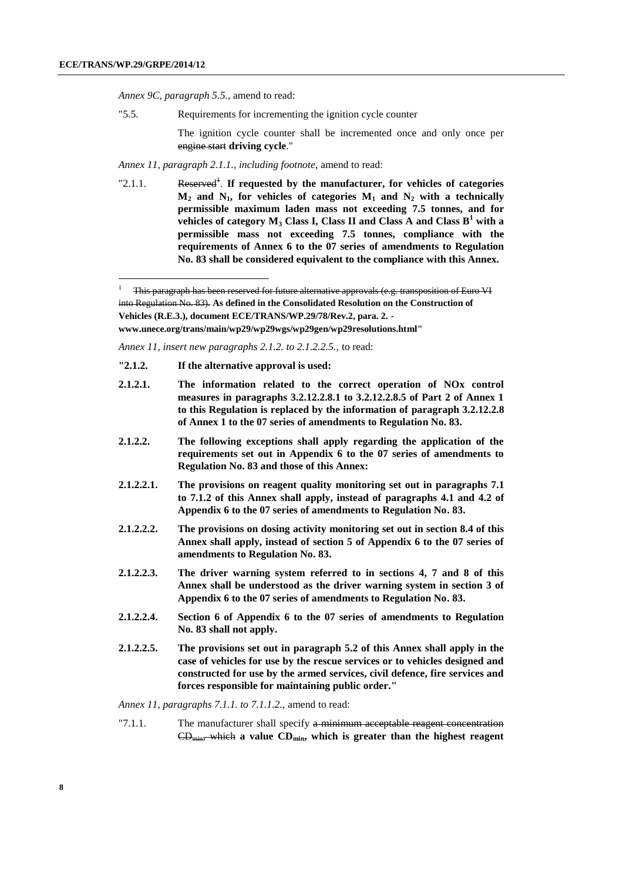*Annex 9C, paragraph 5.5.,* amend to read:

"5.5. Requirements for incrementing the ignition cycle counter

The ignition cycle counter shall be incremented once and only once per ~~engine start~~ **driving cycle**."

*Annex 11, paragraph 2.1.1., including footnote,* amend to read:

"2.1.1. ~~Reserved~~[1]. **If requested by the manufacturer, for vehicles of categories $M_2$ and $N_1$, for vehicles of categories $M_1$ and $N_2$ with a technically permissible maximum laden mass not exceeding 7.5 tonnes, and for vehicles of category $M_3$ Class I, Class II and Class A and Class B[1] with a permissible mass not exceeding 7.5 tonnes, compliance with the requirements of Annex 6 to the 07 series of amendments to Regulation No. 83 shall be considered equivalent to the compliance with this Annex.**

---

[1] ~~This paragraph has been reserved for future alternative approvals (e.g. transposition of Euro VI into Regulation No. 83).~~ **As defined in the Consolidated Resolution on the Construction of Vehicles (R.E.3.), document ECE/TRANS/WP.29/78/Rev.2, para. 2. - www.unece.org/trans/main/wp29/wp29wgs/wp29gen/wp29resolutions.html"**

*Annex 11, insert new paragraphs 2.1.2. to 2.1.2.2.5.,* to read:

**"2.1.2. If the alternative approval is used:**

**2.1.2.1. The information related to the correct operation of NOx control measures in paragraphs 3.2.12.2.8.1 to 3.2.12.2.8.5 of Part 2 of Annex 1 to this Regulation is replaced by the information of paragraph 3.2.12.2.8 of Annex 1 to the 07 series of amendments to Regulation No. 83.**

**2.1.2.2. The following exceptions shall apply regarding the application of the requirements set out in Appendix 6 to the 07 series of amendments to Regulation No. 83 and those of this Annex:**

**2.1.2.2.1. The provisions on reagent quality monitoring set out in paragraphs 7.1 to 7.1.2 of this Annex shall apply, instead of paragraphs 4.1 and 4.2 of Appendix 6 to the 07 series of amendments to Regulation No. 83.**

**2.1.2.2.2. The provisions on dosing activity monitoring set out in section 8.4 of this Annex shall apply, instead of section 5 of Appendix 6 to the 07 series of amendments to Regulation No. 83.**

**2.1.2.2.3. The driver warning system referred to in sections 4, 7 and 8 of this Annex shall be understood as the driver warning system in section 3 of Appendix 6 to the 07 series of amendments to Regulation No. 83.**

**2.1.2.2.4. Section 6 of Appendix 6 to the 07 series of amendments to Regulation No. 83 shall not apply.**

**2.1.2.2.5. The provisions set out in paragraph 5.2 of this Annex shall apply in the case of vehicles for use by the rescue services or to vehicles designed and constructed for use by the armed services, civil defence, fire services and forces responsible for maintaining public order."**

*Annex 11, paragraphs 7.1.1. to 7.1.1.2.,* amend to read:

"7.1.1. The manufacturer shall specify ~~a minimum acceptable reagent concentration $CD_{min}$, which~~ **a value $CD_{min}$, which is greater than the highest reagent**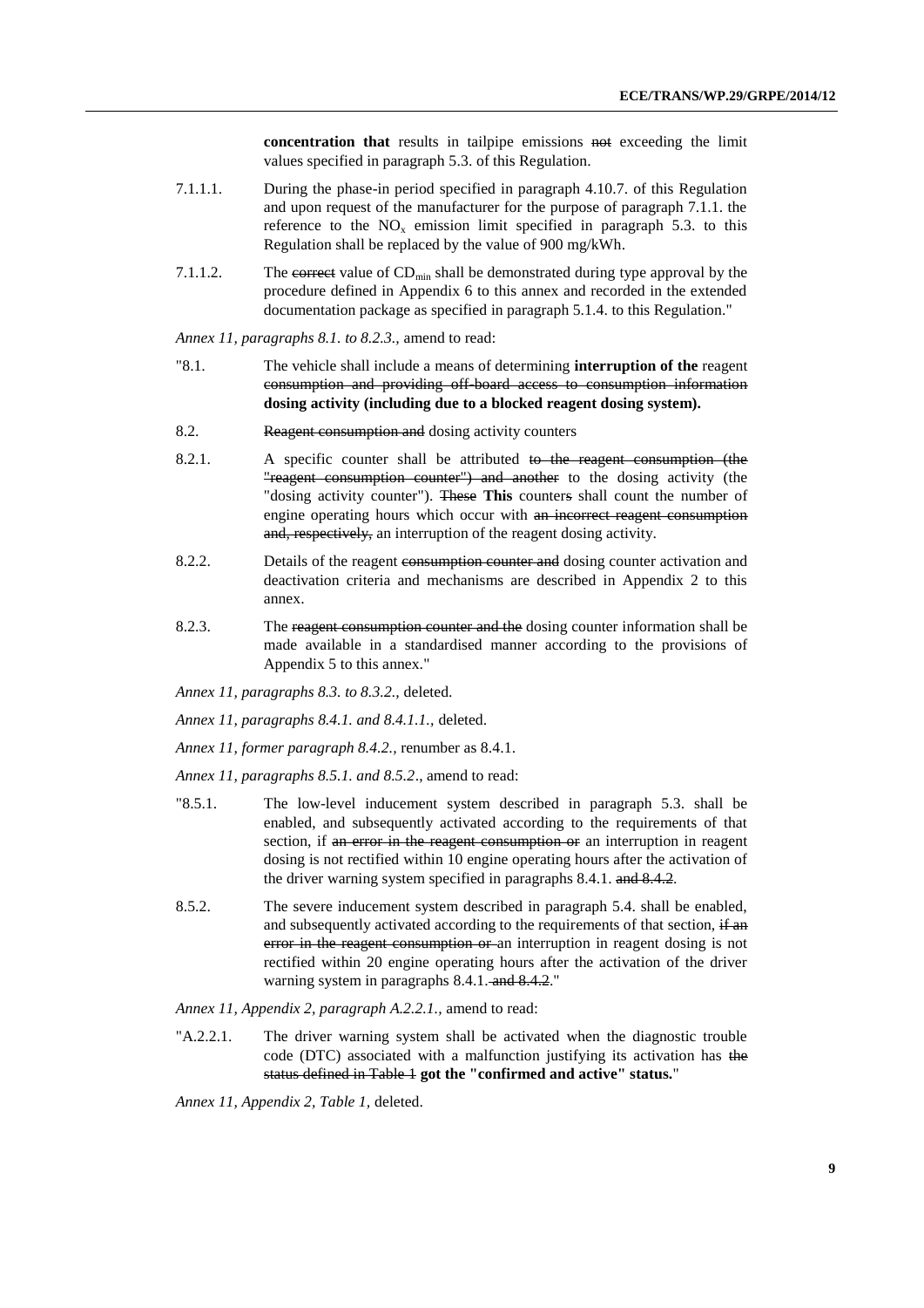**concentration that** results in tailpipe emissions ~~not~~ exceeding the limit values specified in paragraph 5.3. of this Regulation.

7.1.1.1. During the phase-in period specified in paragraph 4.10.7. of this Regulation and upon request of the manufacturer for the purpose of paragraph 7.1.1. the reference to the $NO_x$ emission limit specified in paragraph 5.3. to this Regulation shall be replaced by the value of 900 mg/kWh.

7.1.1.2. The ~~correct~~ value of $CD_{min}$ shall be demonstrated during type approval by the procedure defined in Appendix 6 to this annex and recorded in the extended documentation package as specified in paragraph 5.1.4. to this Regulation."

*Annex 11, paragraphs 8.1. to 8.2.3.,* amend to read:

"8.1. The vehicle shall include a means of determining **interruption of the** reagent ~~consumption and providing off-board access to consumption information~~ **dosing activity (including due to a blocked reagent dosing system).**

8.2. ~~Reagent consumption and~~ dosing activity counters

8.2.1. A specific counter shall be attributed ~~to the reagent consumption (the "reagent consumption counter") and another~~ to the dosing activity (the "dosing activity counter"). ~~These~~ **This** counter~~s~~ shall count the number of engine operating hours which occur with ~~an incorrect reagent consumption and, respectively,~~ an interruption of the reagent dosing activity.

8.2.2. Details of the reagent ~~consumption counter and~~ dosing counter activation and deactivation criteria and mechanisms are described in Appendix 2 to this annex.

8.2.3. The ~~reagent consumption counter and the~~ dosing counter information shall be made available in a standardised manner according to the provisions of Appendix 5 to this annex."

*Annex 11, paragraphs 8.3. to 8.3.2.,* deleted.

*Annex 11, paragraphs 8.4.1. and 8.4.1.1.,* deleted.

*Annex 11, former paragraph 8.4.2.,* renumber as 8.4.1.

*Annex 11, paragraphs 8.5.1. and 8.5.2*., amend to read:

"8.5.1. The low-level inducement system described in paragraph 5.3. shall be enabled, and subsequently activated according to the requirements of that section, if ~~an error in the reagent consumption or~~ an interruption in reagent dosing is not rectified within 10 engine operating hours after the activation of the driver warning system specified in paragraphs 8.4.1. ~~and 8.4.2~~.

8.5.2. The severe inducement system described in paragraph 5.4. shall be enabled, and subsequently activated according to the requirements of that section, ~~if an error in the reagent consumption or~~ an interruption in reagent dosing is not rectified within 20 engine operating hours after the activation of the driver warning system in paragraphs 8.4.1.~~ and 8.4.2~~."

*Annex 11, Appendix 2, paragraph A.2.2.1.,* amend to read:

"A.2.2.1. The driver warning system shall be activated when the diagnostic trouble code (DTC) associated with a malfunction justifying its activation has ~~the status defined in Table 1~~ **got the "confirmed and active" status.**"

*Annex 11, Appendix 2, Table 1,* deleted.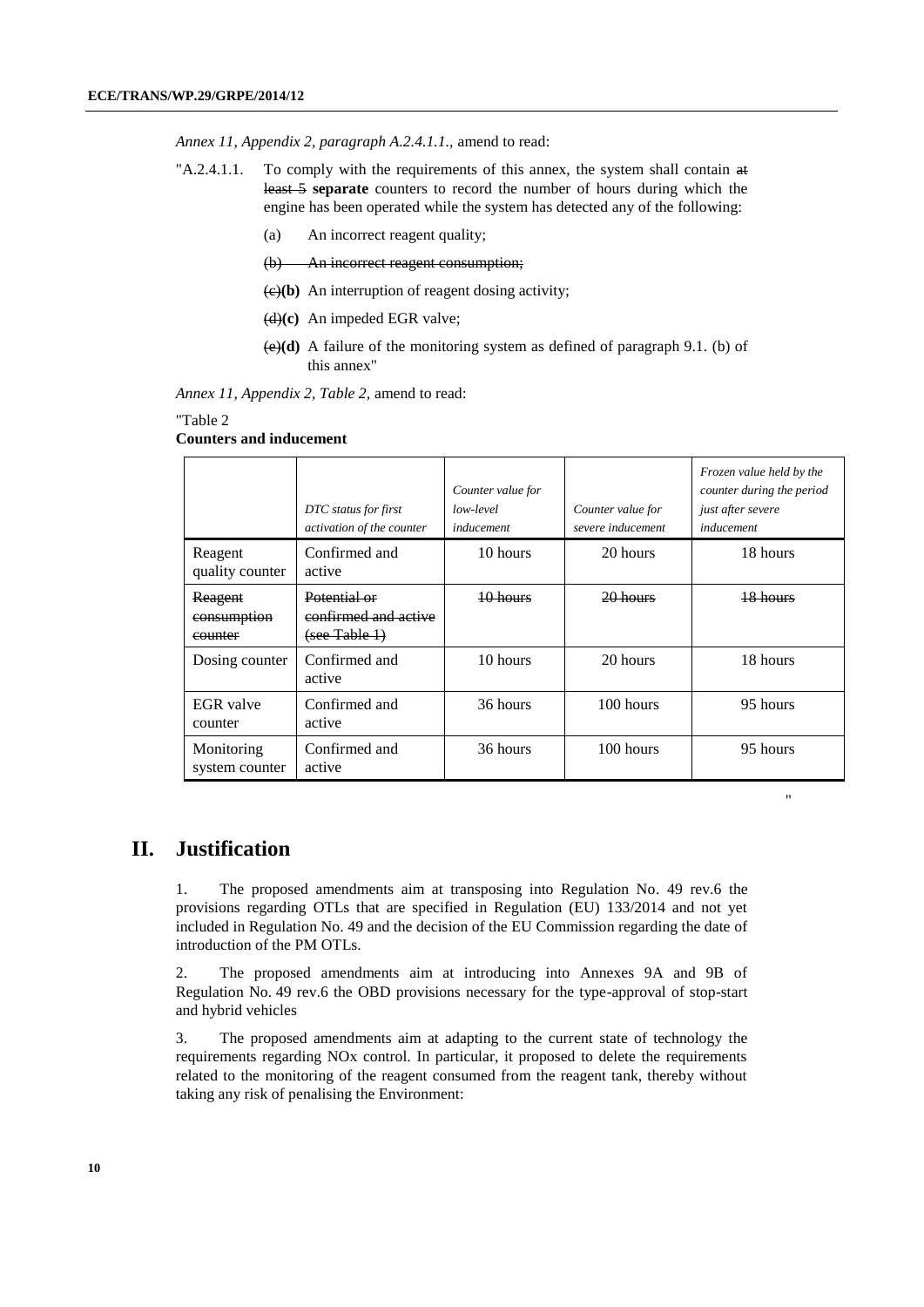*Annex 11, Appendix 2, paragraph A.2.4.1.1.,* amend to read:

"A.2.4.1.1. To comply with the requirements of this annex, the system shall contain ~~at least 5~~ **separate** counters to record the number of hours during which the engine has been operated while the system has detected any of the following:

(a) An incorrect reagent quality;

~~(b) An incorrect reagent consumption;~~

~~(c)~~**(b)** An interruption of reagent dosing activity;

~~(d)~~**(c)** An impeded EGR valve;

~~(e)~~**(d)** A failure of the monitoring system as defined of paragraph 9.1. (b) of this annex"

*Annex 11, Appendix 2, Table 2,* amend to read:

"Table 2

**Counters and inducement**

| | *DTC status for first activation of the counter* | *Counter value for low-level inducement* | *Counter value for severe inducement* | *Frozen value held by the counter during the period just after severe inducement* |
|---|---|---|---|---|
| Reagent quality counter | Confirmed and active | 10 hours | 20 hours | 18 hours |
| ~~Reagent consumption counter~~ | ~~Potential or confirmed and active (see Table 1)~~ | ~~10 hours~~ | ~~20 hours~~ | ~~18 hours~~ |
| Dosing counter | Confirmed and active | 10 hours | 20 hours | 18 hours |
| EGR valve counter | Confirmed and active | 36 hours | 100 hours | 95 hours |
| Monitoring system counter | Confirmed and active | 36 hours | 100 hours | 95 hours |

"

# II. Justification

1. The proposed amendments aim at transposing into Regulation No. 49 rev.6 the provisions regarding OTLs that are specified in Regulation (EU) 133/2014 and not yet included in Regulation No. 49 and the decision of the EU Commission regarding the date of introduction of the PM OTLs.

2. The proposed amendments aim at introducing into Annexes 9A and 9B of Regulation No. 49 rev.6 the OBD provisions necessary for the type-approval of stop-start and hybrid vehicles

3. The proposed amendments aim at adapting to the current state of technology the requirements regarding NOx control. In particular, it proposed to delete the requirements related to the monitoring of the reagent consumed from the reagent tank, thereby without taking any risk of penalising the Environment: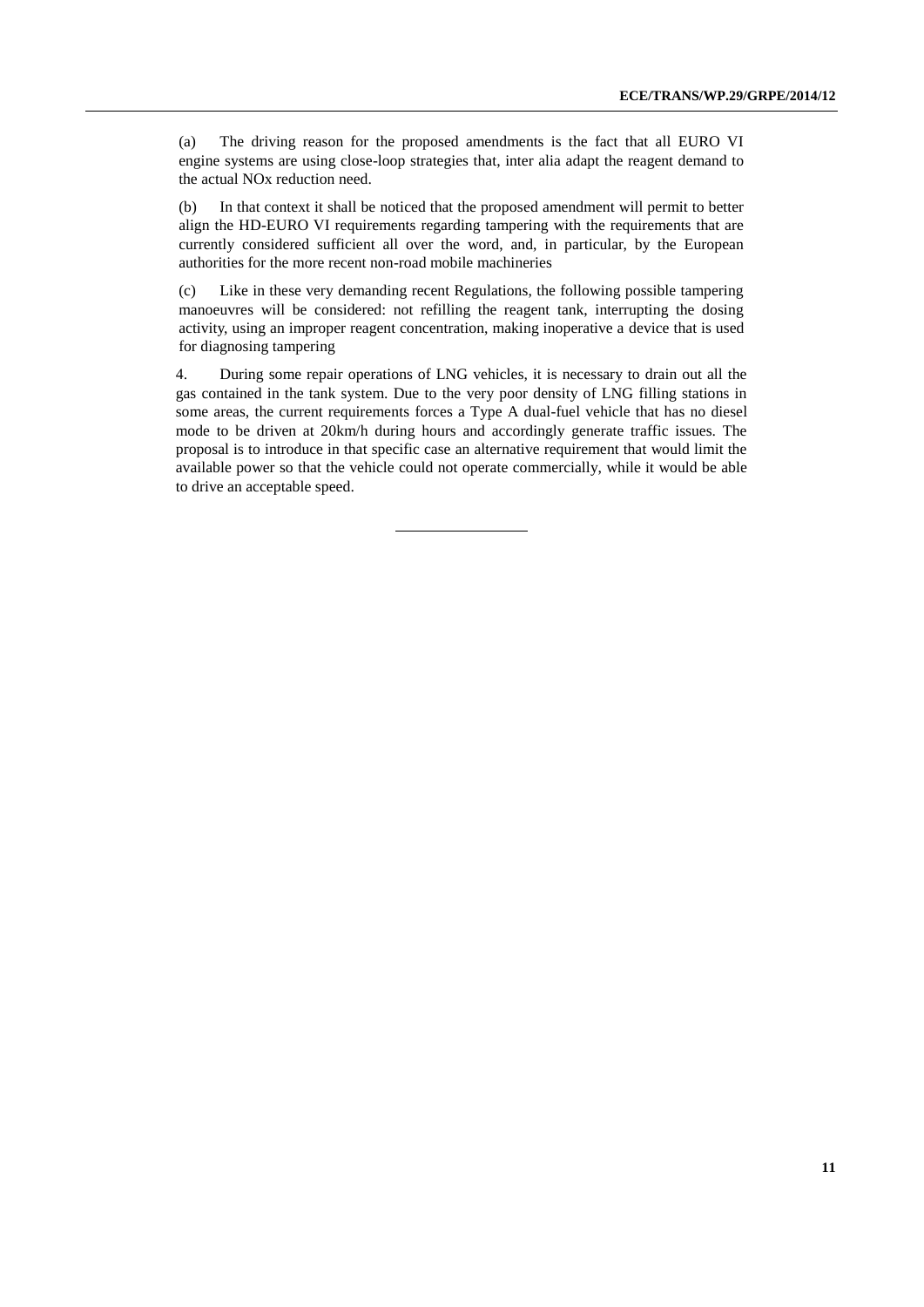(a) The driving reason for the proposed amendments is the fact that all EURO VI engine systems are using close-loop strategies that, inter alia adapt the reagent demand to the actual NOx reduction need.

(b) In that context it shall be noticed that the proposed amendment will permit to better align the HD-EURO VI requirements regarding tampering with the requirements that are currently considered sufficient all over the word, and, in particular, by the European authorities for the more recent non-road mobile machineries

(c) Like in these very demanding recent Regulations, the following possible tampering manoeuvres will be considered: not refilling the reagent tank, interrupting the dosing activity, using an improper reagent concentration, making inoperative a device that is used for diagnosing tampering

4. During some repair operations of LNG vehicles, it is necessary to drain out all the gas contained in the tank system. Due to the very poor density of LNG filling stations in some areas, the current requirements forces a Type A dual-fuel vehicle that has no diesel mode to be driven at 20km/h during hours and accordingly generate traffic issues. The proposal is to introduce in that specific case an alternative requirement that would limit the available power so that the vehicle could not operate commercially, while it would be able to drive an acceptable speed.